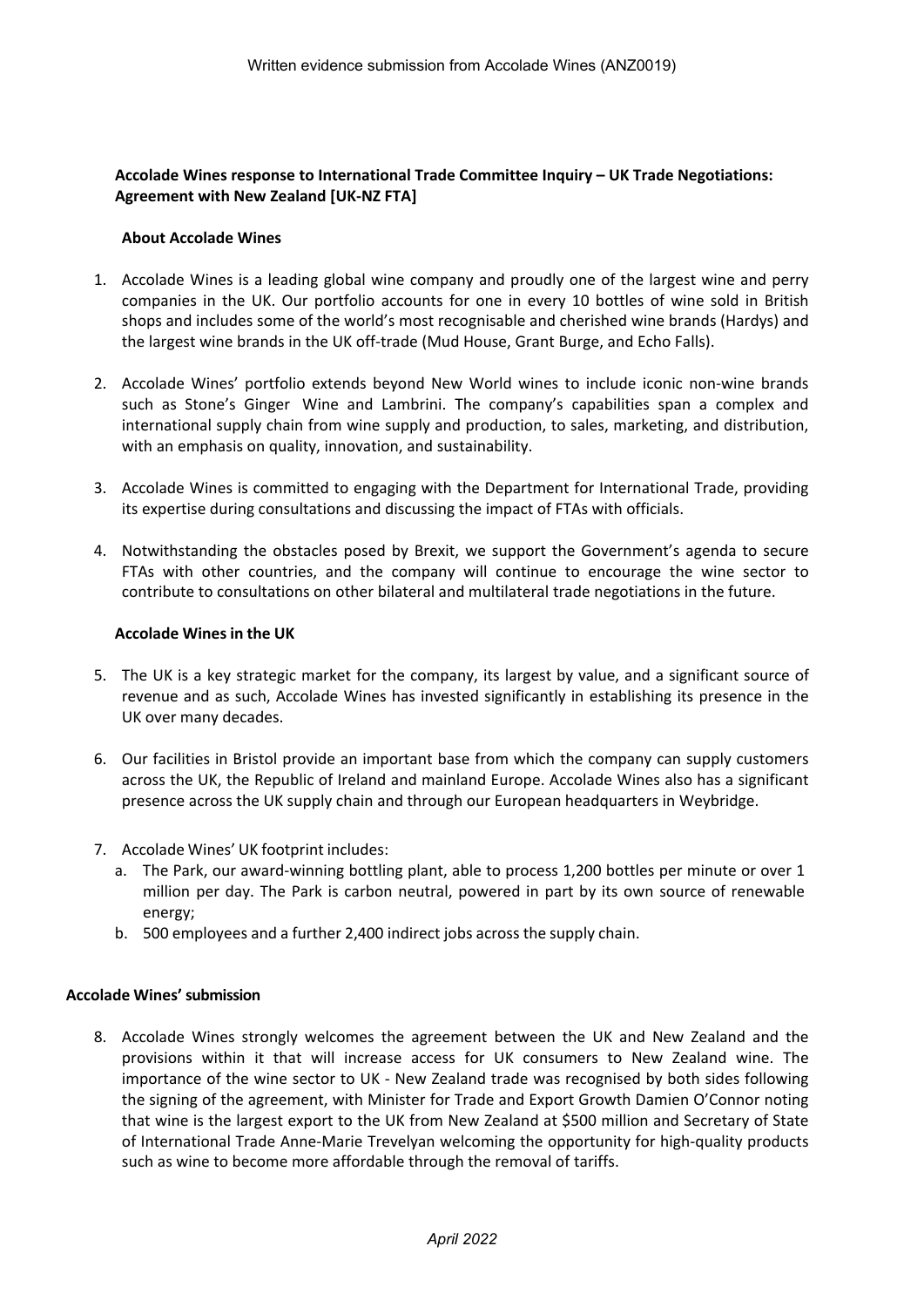Written evidence submission from Accolade Wines (ANZ0019)

**Accolade Wines response to International Trade Committee Inquiry – UK Trade Negotiations: Agreement with New Zealand [UK-NZ FTA]**

**About Accolade Wines**

1. Accolade Wines is a leading global wine company and proudly one of the largest wine and perry companies in the UK. Our portfolio accounts for one in every 10 bottles of wine sold in British shops and includes some of the world's most recognisable and cherished wine brands (Hardys) and the largest wine brands in the UK off-trade (Mud House, Grant Burge, and Echo Falls).

2. Accolade Wines' portfolio extends beyond New World wines to include iconic non-wine brands such as Stone's Ginger Wine and Lambrini. The company's capabilities span a complex and international supply chain from wine supply and production, to sales, marketing, and distribution, with an emphasis on quality, innovation, and sustainability.

3. Accolade Wines is committed to engaging with the Department for International Trade, providing its expertise during consultations and discussing the impact of FTAs with officials.

4. Notwithstanding the obstacles posed by Brexit, we support the Government's agenda to secure FTAs with other countries, and the company will continue to encourage the wine sector to contribute to consultations on other bilateral and multilateral trade negotiations in the future.

**Accolade Wines in the UK**

5. The UK is a key strategic market for the company, its largest by value, and a significant source of revenue and as such, Accolade Wines has invested significantly in establishing its presence in the UK over many decades.

6. Our facilities in Bristol provide an important base from which the company can supply customers across the UK, the Republic of Ireland and mainland Europe. Accolade Wines also has a significant presence across the UK supply chain and through our European headquarters in Weybridge.

7. Accolade Wines' UK footprint includes:
   a. The Park, our award-winning bottling plant, able to process 1,200 bottles per minute or over 1 million per day. The Park is carbon neutral, powered in part by its own source of renewable energy;
   b. 500 employees and a further 2,400 indirect jobs across the supply chain.

**Accolade Wines' submission**

8. Accolade Wines strongly welcomes the agreement between the UK and New Zealand and the provisions within it that will increase access for UK consumers to New Zealand wine. The importance of the wine sector to UK - New Zealand trade was recognised by both sides following the signing of the agreement, with Minister for Trade and Export Growth Damien O'Connor noting that wine is the largest export to the UK from New Zealand at $500 million and Secretary of State of International Trade Anne-Marie Trevelyan welcoming the opportunity for high-quality products such as wine to become more affordable through the removal of tariffs.

*April 2022*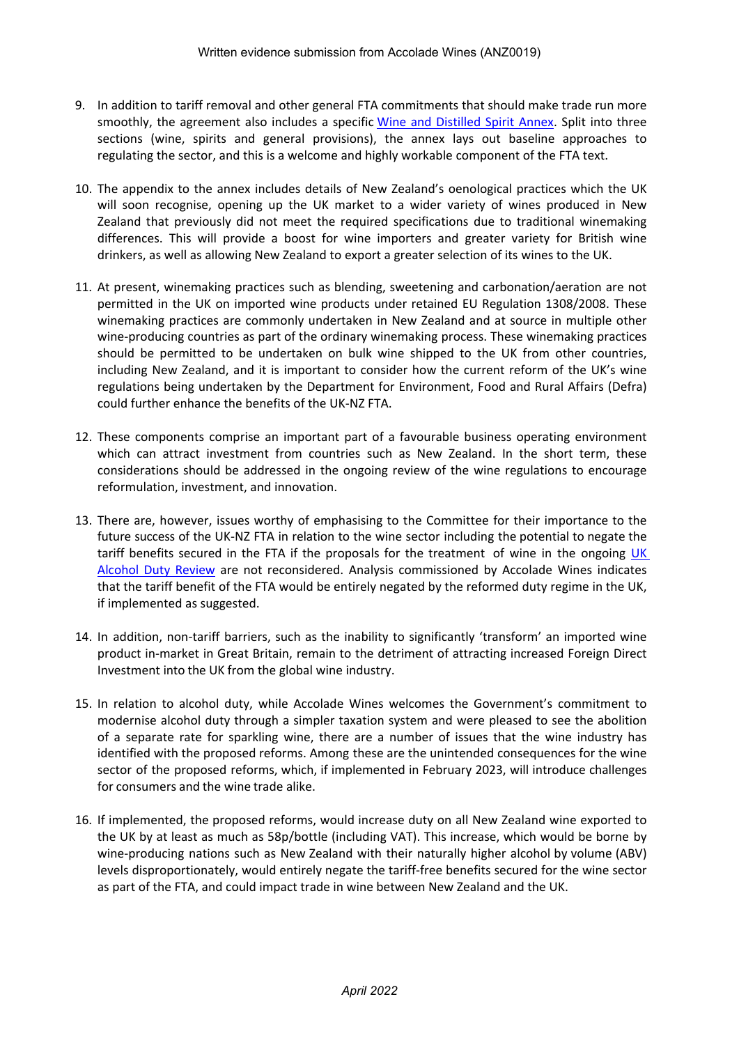9. In addition to tariff removal and other general FTA commitments that should make trade run more smoothly, the agreement also includes a specific [Wine and Distilled Spirit Annex](). Split into three sections (wine, spirits and general provisions), the annex lays out baseline approaches to regulating the sector, and this is a welcome and highly workable component of the FTA text.

10. The appendix to the annex includes details of New Zealand's oenological practices which the UK will soon recognise, opening up the UK market to a wider variety of wines produced in New Zealand that previously did not meet the required specifications due to traditional winemaking differences. This will provide a boost for wine importers and greater variety for British wine drinkers, as well as allowing New Zealand to export a greater selection of its wines to the UK.

11. At present, winemaking practices such as blending, sweetening and carbonation/aeration are not permitted in the UK on imported wine products under retained EU Regulation 1308/2008. These winemaking practices are commonly undertaken in New Zealand and at source in multiple other wine-producing countries as part of the ordinary winemaking process. These winemaking practices should be permitted to be undertaken on bulk wine shipped to the UK from other countries, including New Zealand, and it is important to consider how the current reform of the UK's wine regulations being undertaken by the Department for Environment, Food and Rural Affairs (Defra) could further enhance the benefits of the UK-NZ FTA.

12. These components comprise an important part of a favourable business operating environment which can attract investment from countries such as New Zealand. In the short term, these considerations should be addressed in the ongoing review of the wine regulations to encourage reformulation, investment, and innovation.

13. There are, however, issues worthy of emphasising to the Committee for their importance to the future success of the UK-NZ FTA in relation to the wine sector including the potential to negate the tariff benefits secured in the FTA if the proposals for the treatment of wine in the ongoing [UK Alcohol Duty Review]() are not reconsidered. Analysis commissioned by Accolade Wines indicates that the tariff benefit of the FTA would be entirely negated by the reformed duty regime in the UK, if implemented as suggested.

14. In addition, non-tariff barriers, such as the inability to significantly 'transform' an imported wine product in-market in Great Britain, remain to the detriment of attracting increased Foreign Direct Investment into the UK from the global wine industry.

15. In relation to alcohol duty, while Accolade Wines welcomes the Government's commitment to modernise alcohol duty through a simpler taxation system and were pleased to see the abolition of a separate rate for sparkling wine, there are a number of issues that the wine industry has identified with the proposed reforms. Among these are the unintended consequences for the wine sector of the proposed reforms, which, if implemented in February 2023, will introduce challenges for consumers and the wine trade alike.

16. If implemented, the proposed reforms, would increase duty on all New Zealand wine exported to the UK by at least as much as 58p/bottle (including VAT). This increase, which would be borne by wine-producing nations such as New Zealand with their naturally higher alcohol by volume (ABV) levels disproportionately, would entirely negate the tariff-free benefits secured for the wine sector as part of the FTA, and could impact trade in wine between New Zealand and the UK.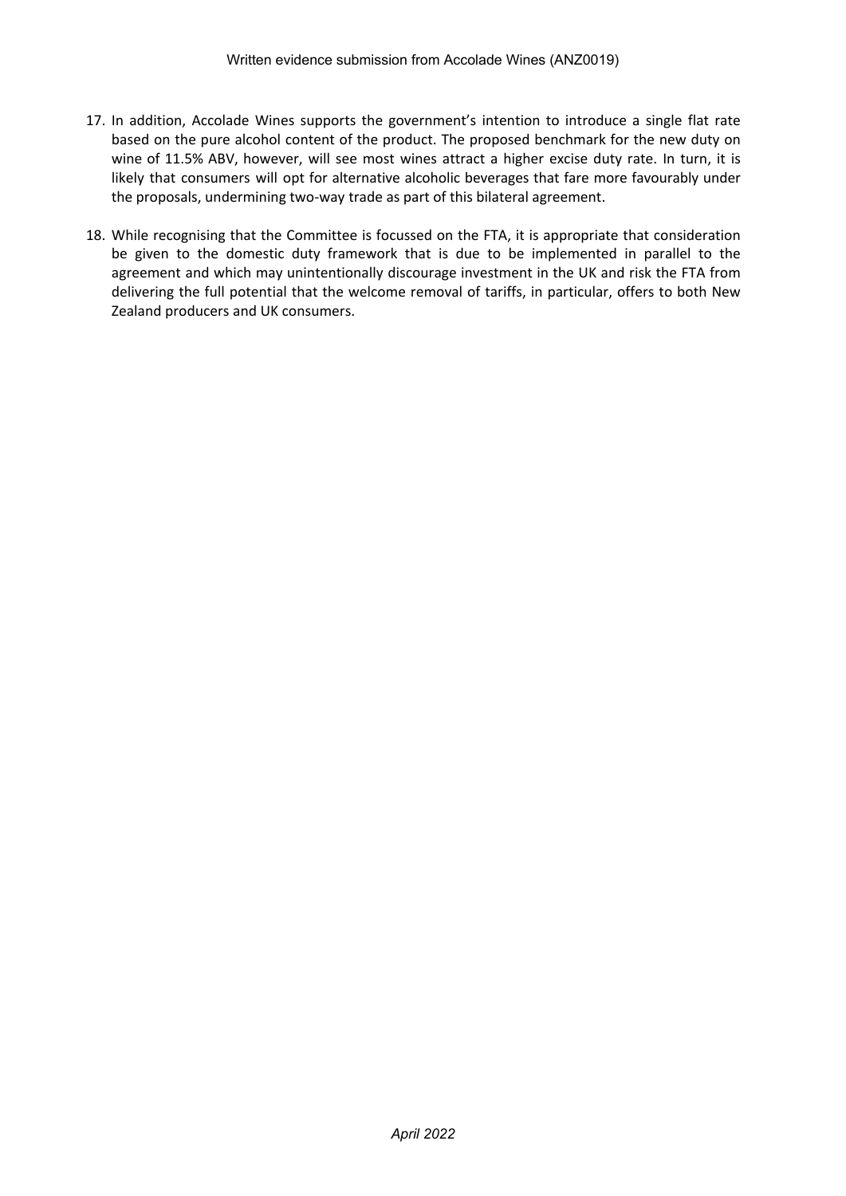17. In addition, Accolade Wines supports the government's intention to introduce a single flat rate based on the pure alcohol content of the product. The proposed benchmark for the new duty on wine of 11.5% ABV, however, will see most wines attract a higher excise duty rate. In turn, it is likely that consumers will opt for alternative alcoholic beverages that fare more favourably under the proposals, undermining two-way trade as part of this bilateral agreement.

18. While recognising that the Committee is focussed on the FTA, it is appropriate that consideration be given to the domestic duty framework that is due to be implemented in parallel to the agreement and which may unintentionally discourage investment in the UK and risk the FTA from delivering the full potential that the welcome removal of tariffs, in particular, offers to both New Zealand producers and UK consumers.

*April 2022*